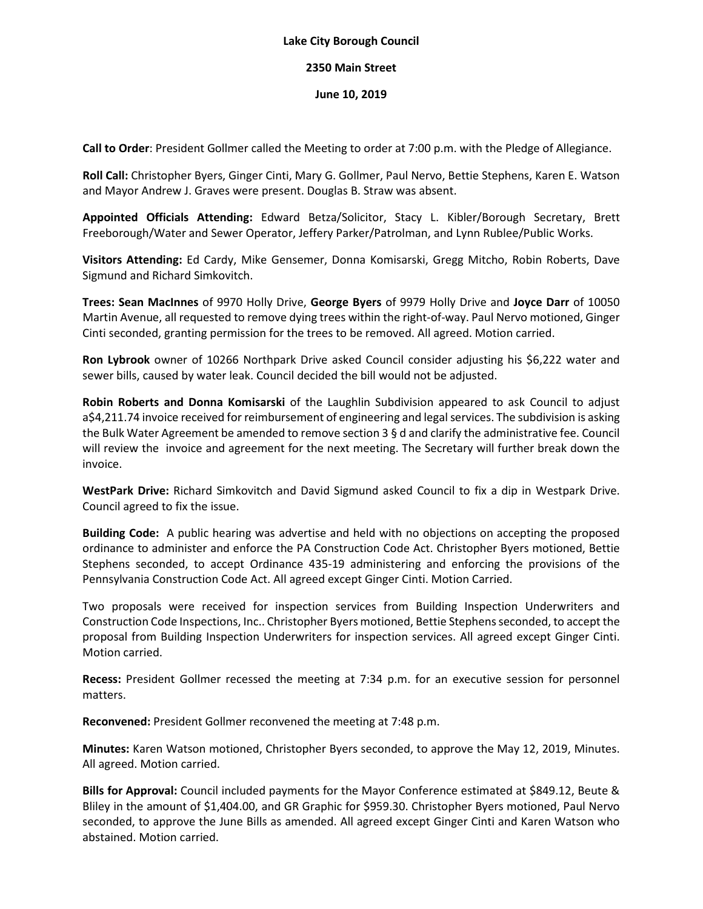**Lake City Borough Council**

**2350 Main Street**

**June 10, 2019**

**Call to Order**: President Gollmer called the Meeting to order at 7:00 p.m. with the Pledge of Allegiance.

**Roll Call:** Christopher Byers, Ginger Cinti, Mary G. Gollmer, Paul Nervo, Bettie Stephens, Karen E. Watson and Mayor Andrew J. Graves were present. Douglas B. Straw was absent.

**Appointed Officials Attending:** Edward Betza/Solicitor, Stacy L. Kibler/Borough Secretary, Brett Freeborough/Water and Sewer Operator, Jeffery Parker/Patrolman, and Lynn Rublee/Public Works.

**Visitors Attending:** Ed Cardy, Mike Gensemer, Donna Komisarski, Gregg Mitcho, Robin Roberts, Dave Sigmund and Richard Simkovitch.

**Trees: Sean MacInnes** of 9970 Holly Drive, **George Byers** of 9979 Holly Drive and **Joyce Darr** of 10050 Martin Avenue, all requested to remove dying trees within the right-of-way. Paul Nervo motioned, Ginger Cinti seconded, granting permission for the trees to be removed. All agreed. Motion carried.

**Ron Lybrook** owner of 10266 Northpark Drive asked Council consider adjusting his $6,222 water and sewer bills, caused by water leak. Council decided the bill would not be adjusted.

**Robin Roberts and Donna Komisarski** of the Laughlin Subdivision appeared to ask Council to adjust a$4,211.74 invoice received for reimbursement of engineering and legal services. The subdivision is asking the Bulk Water Agreement be amended to remove section 3 § d and clarify the administrative fee. Council will review the invoice and agreement for the next meeting. The Secretary will further break down the invoice.

**WestPark Drive:** Richard Simkovitch and David Sigmund asked Council to fix a dip in Westpark Drive. Council agreed to fix the issue.

**Building Code:** A public hearing was advertise and held with no objections on accepting the proposed ordinance to administer and enforce the PA Construction Code Act. Christopher Byers motioned, Bettie Stephens seconded, to accept Ordinance 435-19 administering and enforcing the provisions of the Pennsylvania Construction Code Act. All agreed except Ginger Cinti. Motion Carried.

Two proposals were received for inspection services from Building Inspection Underwriters and Construction Code Inspections, Inc.. Christopher Byers motioned, Bettie Stephens seconded, to accept the proposal from Building Inspection Underwriters for inspection services. All agreed except Ginger Cinti. Motion carried.

**Recess:** President Gollmer recessed the meeting at 7:34 p.m. for an executive session for personnel matters.

**Reconvened:** President Gollmer reconvened the meeting at 7:48 p.m.

**Minutes:** Karen Watson motioned, Christopher Byers seconded, to approve the May 12, 2019, Minutes. All agreed. Motion carried.

**Bills for Approval:** Council included payments for the Mayor Conference estimated at $849.12, Beute & Bliley in the amount of $1,404.00, and GR Graphic for $959.30. Christopher Byers motioned, Paul Nervo seconded, to approve the June Bills as amended. All agreed except Ginger Cinti and Karen Watson who abstained. Motion carried.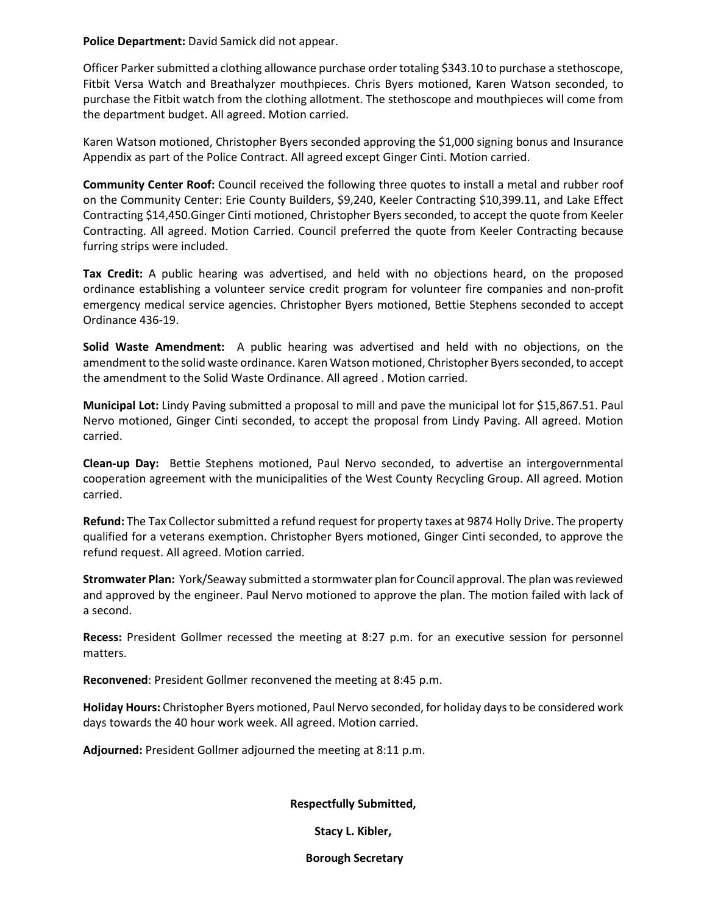**Police Department:** David Samick did not appear.

Officer Parker submitted a clothing allowance purchase order totaling $343.10 to purchase a stethoscope, Fitbit Versa Watch and Breathalyzer mouthpieces. Chris Byers motioned, Karen Watson seconded, to purchase the Fitbit watch from the clothing allotment. The stethoscope and mouthpieces will come from the department budget. All agreed. Motion carried.

Karen Watson motioned, Christopher Byers seconded approving the $1,000 signing bonus and Insurance Appendix as part of the Police Contract. All agreed except Ginger Cinti. Motion carried.

**Community Center Roof:** Council received the following three quotes to install a metal and rubber roof on the Community Center: Erie County Builders, $9,240, Keeler Contracting $10,399.11, and Lake Effect Contracting $14,450.Ginger Cinti motioned, Christopher Byers seconded, to accept the quote from Keeler Contracting. All agreed. Motion Carried. Council preferred the quote from Keeler Contracting because furring strips were included.

**Tax Credit:** A public hearing was advertised, and held with no objections heard, on the proposed ordinance establishing a volunteer service credit program for volunteer fire companies and non-profit emergency medical service agencies. Christopher Byers motioned, Bettie Stephens seconded to accept Ordinance 436-19.

**Solid Waste Amendment:** A public hearing was advertised and held with no objections, on the amendment to the solid waste ordinance. Karen Watson motioned, Christopher Byers seconded, to accept the amendment to the Solid Waste Ordinance. All agreed . Motion carried.

**Municipal Lot:** Lindy Paving submitted a proposal to mill and pave the municipal lot for $15,867.51. Paul Nervo motioned, Ginger Cinti seconded, to accept the proposal from Lindy Paving. All agreed. Motion carried.

**Clean-up Day:** Bettie Stephens motioned, Paul Nervo seconded, to advertise an intergovernmental cooperation agreement with the municipalities of the West County Recycling Group. All agreed. Motion carried.

**Refund:** The Tax Collector submitted a refund request for property taxes at 9874 Holly Drive. The property qualified for a veterans exemption. Christopher Byers motioned, Ginger Cinti seconded, to approve the refund request. All agreed. Motion carried.

**Stromwater Plan:** York/Seaway submitted a stormwater plan for Council approval. The plan was reviewed and approved by the engineer. Paul Nervo motioned to approve the plan. The motion failed with lack of a second.

**Recess:** President Gollmer recessed the meeting at 8:27 p.m. for an executive session for personnel matters.

**Reconvened**: President Gollmer reconvened the meeting at 8:45 p.m.

**Holiday Hours:** Christopher Byers motioned, Paul Nervo seconded, for holiday days to be considered work days towards the 40 hour work week. All agreed. Motion carried.

**Adjourned:** President Gollmer adjourned the meeting at 8:11 p.m.

**Respectfully Submitted,**

**Stacy L. Kibler,**

**Borough Secretary**